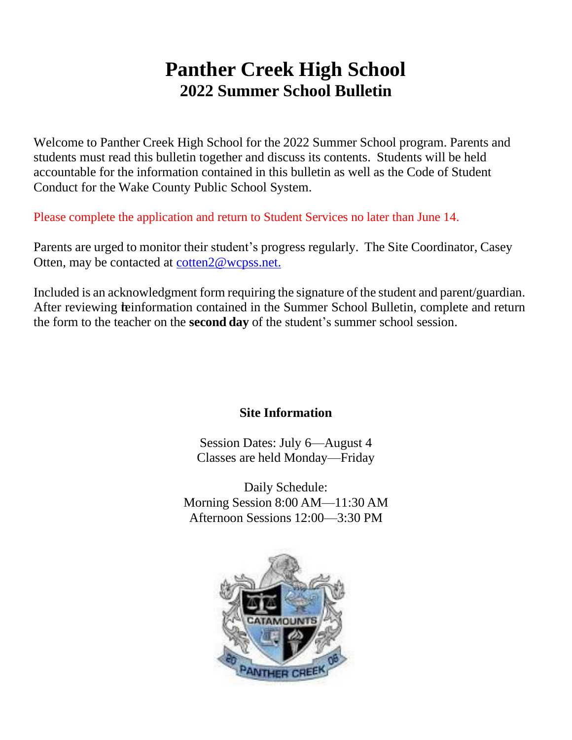# Panther Creek High School
## 2022 Summer School Bulletin

Welcome to Panther Creek High School for the 2022 Summer School program. Parents and students must read this bulletin together and discuss its contents. Students will be held accountable for the information contained in this bulletin as well as the Code of Student Conduct for the Wake County Public School System.

Please complete the application and return to Student Services no later than June 14.

Parents are urged to monitor their student's progress regularly. The Site Coordinator, Casey Otten, may be contacted at cotten2@wcpss.net.

Included is an acknowledgment form requiring the signature of the student and parent/guardian. After reviewing the information contained in the Summer School Bulletin, complete and return the form to the teacher on the **second day** of the student's summer school session.

**Site Information**

Session Dates: July 6—August 4
Classes are held Monday—Friday

Daily Schedule:
Morning Session 8:00 AM—11:30 AM
Afternoon Sessions 12:00—3:30 PM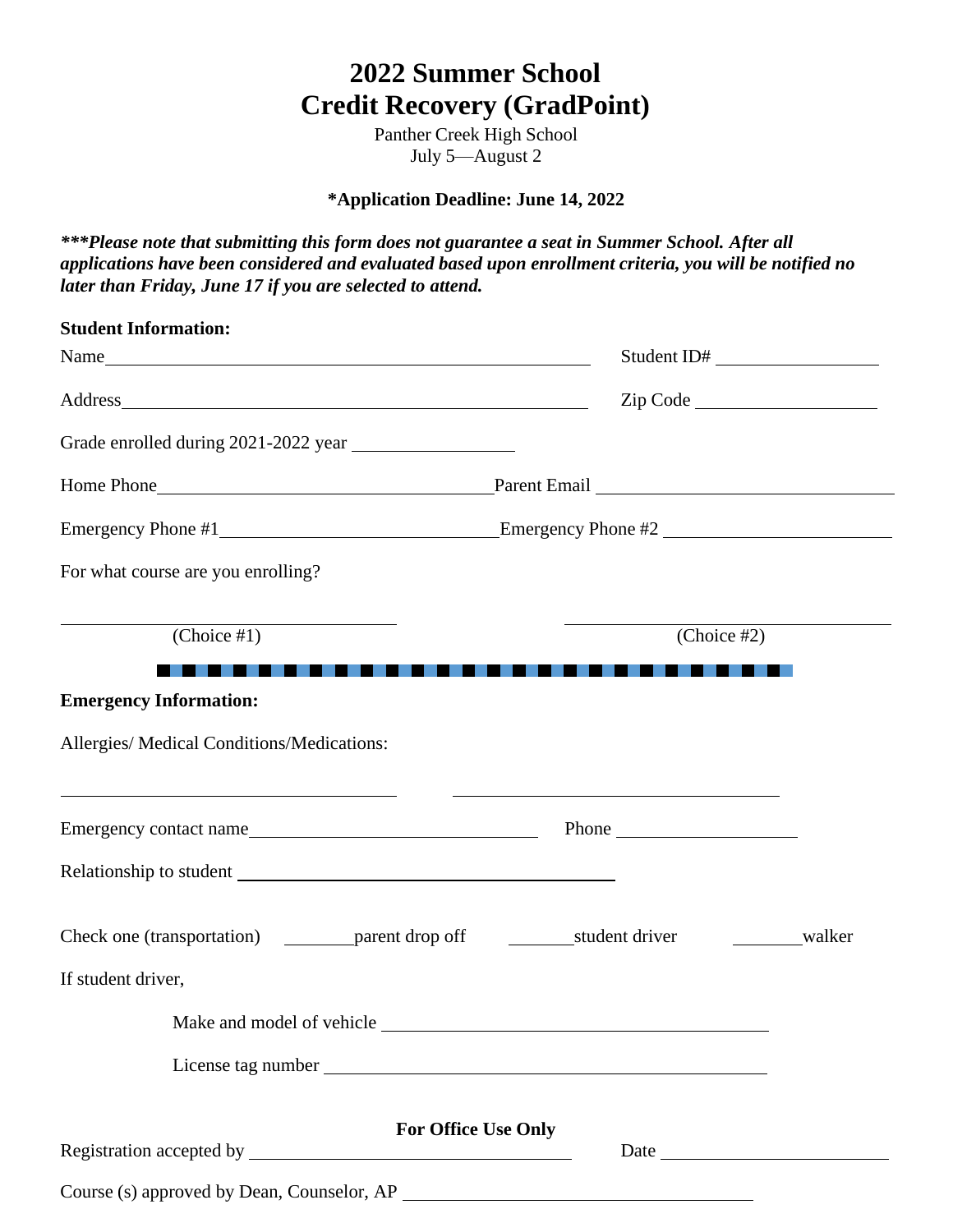# 2022 Summer School
# Credit Recovery (GradPoint)

Panther Creek High School
July 5—August 2

**\*Application Deadline: June 14, 2022**

***\*\*\*Please note that submitting this form does not guarantee a seat in Summer School. After all applications have been considered and evaluated based upon enrollment criteria, you will be notified no later than Friday, June 17 if you are selected to attend.***

**Student Information:**

Name\_\_\_\_\_\_\_\_\_\_\_\_\_\_\_\_\_\_\_\_\_\_\_\_\_\_\_\_\_\_\_\_\_\_\_\_\_\_\_\_\_\_ Student ID# \_\_\_\_\_\_\_\_\_\_\_\_\_\_\_

Address\_\_\_\_\_\_\_\_\_\_\_\_\_\_\_\_\_\_\_\_\_\_\_\_\_\_\_\_\_\_\_\_\_\_\_\_\_\_\_\_\_\_ Zip Code \_\_\_\_\_\_\_\_\_\_\_\_\_\_\_

Grade enrolled during 2021-2022 year \_\_\_\_\_\_\_\_\_\_\_\_\_\_\_

Home Phone\_\_\_\_\_\_\_\_\_\_\_\_\_\_\_\_\_\_\_\_\_\_\_\_\_\_\_\_\_\_ Parent Email \_\_\_\_\_\_\_\_\_\_\_\_\_\_\_\_\_\_\_\_\_\_\_\_\_\_\_\_

Emergency Phone #1\_\_\_\_\_\_\_\_\_\_\_\_\_\_\_\_\_\_\_\_\_\_\_\_\_ Emergency Phone #2 \_\_\_\_\_\_\_\_\_\_\_\_\_\_\_\_\_\_\_\_\_\_\_\_\_

For what course are you enrolling?

\_\_\_\_\_\_\_\_\_\_\_\_\_\_\_\_\_\_\_\_\_\_\_\_\_\_\_\_\_\_ (Choice #1)

\_\_\_\_\_\_\_\_\_\_\_\_\_\_\_\_\_\_\_\_\_\_\_\_\_\_\_\_\_\_ (Choice #2)

**Emergency Information:**

Allergies/ Medical Conditions/Medications:

\_\_\_\_\_\_\_\_\_\_\_\_\_\_\_\_\_\_\_\_\_\_\_\_\_\_\_\_\_\_ \_\_\_\_\_\_\_\_\_\_\_\_\_\_\_\_\_\_\_\_\_\_\_\_\_\_\_\_\_\_

Emergency contact name\_\_\_\_\_\_\_\_\_\_\_\_\_\_\_\_\_\_\_\_\_\_\_\_\_\_\_\_ Phone \_\_\_\_\_\_\_\_\_\_\_\_\_\_\_

Relationship to student \_\_\_\_\_\_\_\_\_\_\_\_\_\_\_\_\_\_\_\_\_\_\_\_\_\_\_\_\_\_\_\_\_\_\_\_

Check one (transportation) \_\_\_\_\_\_\_parent drop off \_\_\_\_\_\_\_student driver \_\_\_\_\_\_\_walker

If student driver,

Make and model of vehicle \_\_\_\_\_\_\_\_\_\_\_\_\_\_\_\_\_\_\_\_\_\_\_\_\_\_\_\_\_\_\_\_\_\_\_\_

License tag number \_\_\_\_\_\_\_\_\_\_\_\_\_\_\_\_\_\_\_\_\_\_\_\_\_\_\_\_\_\_\_\_\_\_\_\_\_\_\_\_

**For Office Use Only**

Registration accepted by \_\_\_\_\_\_\_\_\_\_\_\_\_\_\_\_\_\_\_\_\_\_\_\_\_\_\_\_\_\_ Date \_\_\_\_\_\_\_\_\_\_\_\_\_\_\_\_\_\_\_\_

Course (s) approved by Dean, Counselor, AP \_\_\_\_\_\_\_\_\_\_\_\_\_\_\_\_\_\_\_\_\_\_\_\_\_\_\_\_\_\_\_\_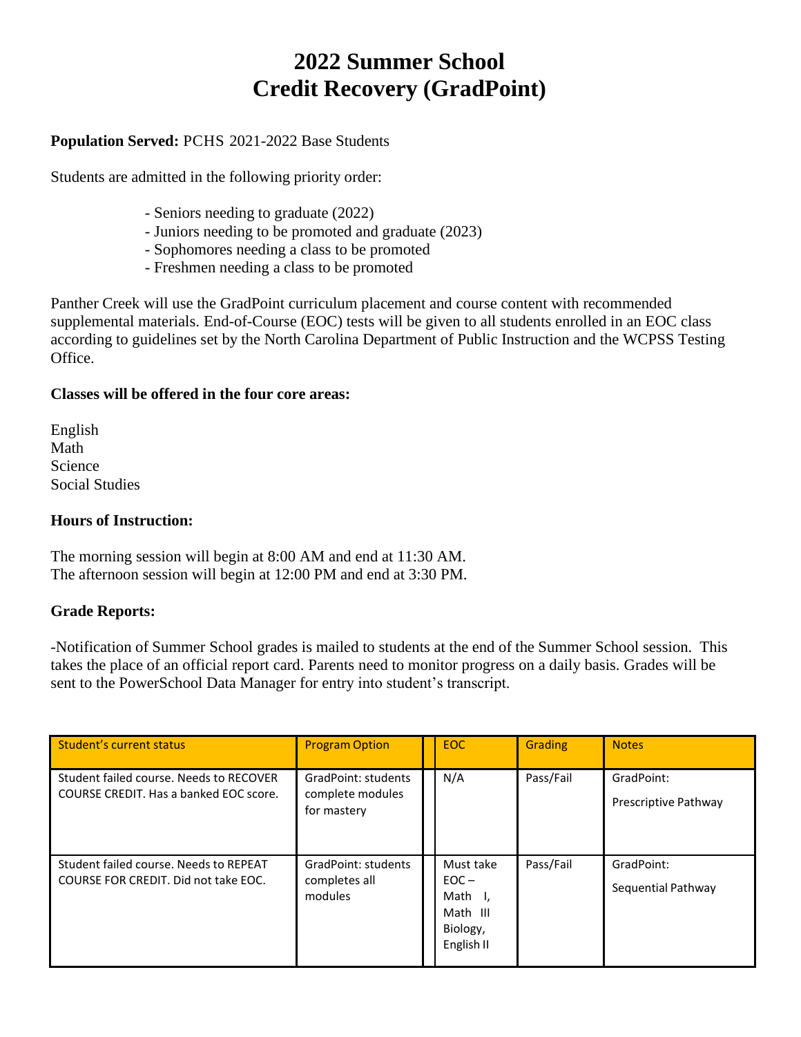# 2022 Summer School
# Credit Recovery (GradPoint)

**Population Served:** PCHS 2021-2022 Base Students

Students are admitted in the following priority order:

- Seniors needing to graduate (2022)
- Juniors needing to be promoted and graduate (2023)
- Sophomores needing a class to be promoted
- Freshmen needing a class to be promoted

Panther Creek will use the GradPoint curriculum placement and course content with recommended supplemental materials. End-of-Course (EOC) tests will be given to all students enrolled in an EOC class according to guidelines set by the North Carolina Department of Public Instruction and the WCPSS Testing Office.

**Classes will be offered in the four core areas:**

English
Math
Science
Social Studies

**Hours of Instruction:**

The morning session will begin at 8:00 AM and end at 11:30 AM.
The afternoon session will begin at 12:00 PM and end at 3:30 PM.

**Grade Reports:**

-Notification of Summer School grades is mailed to students at the end of the Summer School session. This takes the place of an official report card. Parents need to monitor progress on a daily basis. Grades will be sent to the PowerSchool Data Manager for entry into student's transcript.

| Student's current status | Program Option | EOC | Grading | Notes |
|---|---|---|---|---|
| Student failed course. Needs to RECOVER COURSE CREDIT. Has a banked EOC score. | GradPoint: students complete modules for mastery | N/A | Pass/Fail | GradPoint: Prescriptive Pathway |
| Student failed course. Needs to REPEAT COURSE FOR CREDIT. Did not take EOC. | GradPoint: students completes all modules | Must take EOC – Math I, Math III Biology, English II | Pass/Fail | GradPoint: Sequential Pathway |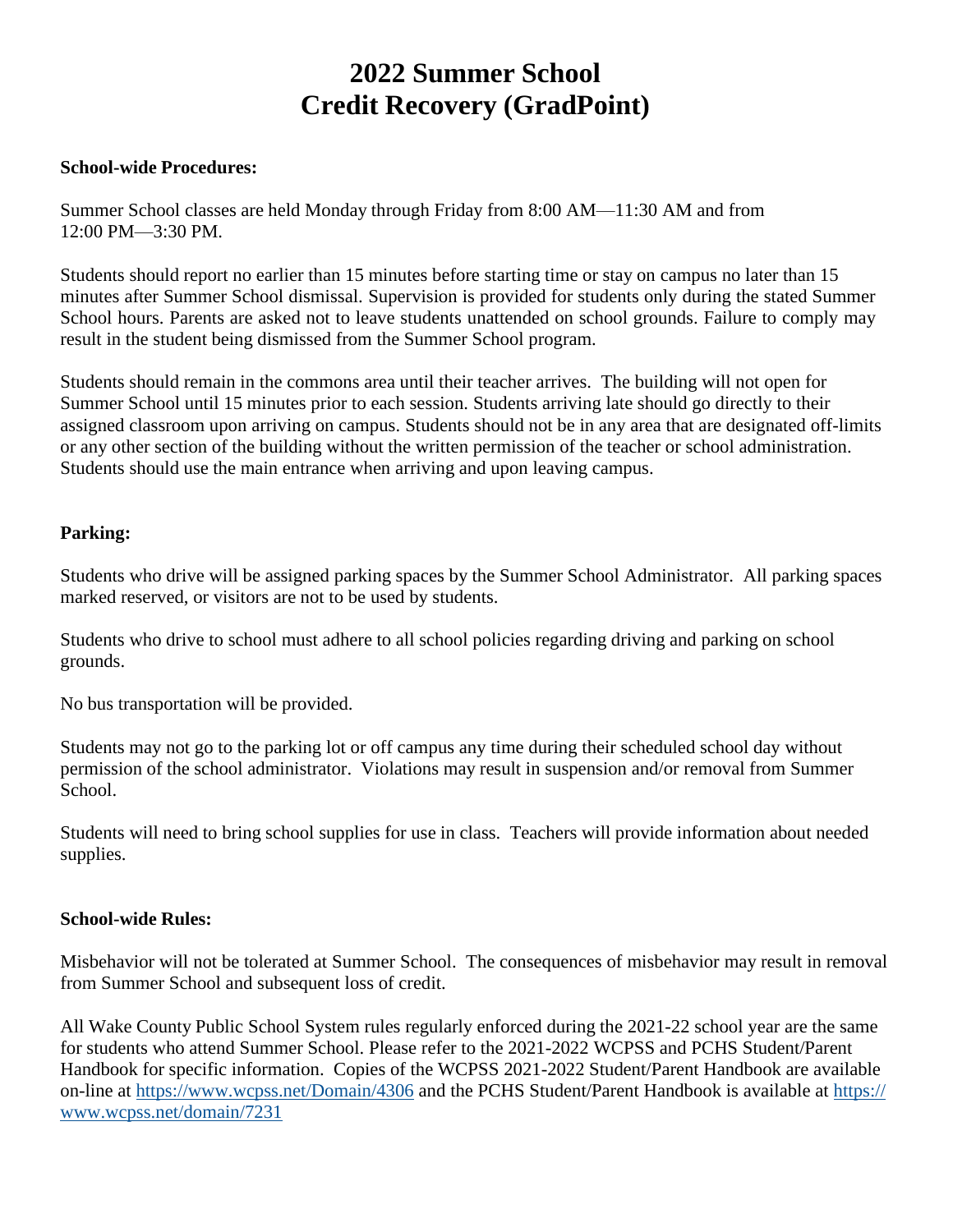# 2022 Summer School
# Credit Recovery (GradPoint)

**School-wide Procedures:**

Summer School classes are held Monday through Friday from 8:00 AM—11:30 AM and from 12:00 PM—3:30 PM.

Students should report no earlier than 15 minutes before starting time or stay on campus no later than 15 minutes after Summer School dismissal. Supervision is provided for students only during the stated Summer School hours. Parents are asked not to leave students unattended on school grounds. Failure to comply may result in the student being dismissed from the Summer School program.

Students should remain in the commons area until their teacher arrives. The building will not open for Summer School until 15 minutes prior to each session. Students arriving late should go directly to their assigned classroom upon arriving on campus. Students should not be in any area that are designated off-limits or any other section of the building without the written permission of the teacher or school administration. Students should use the main entrance when arriving and upon leaving campus.

**Parking:**

Students who drive will be assigned parking spaces by the Summer School Administrator. All parking spaces marked reserved, or visitors are not to be used by students.

Students who drive to school must adhere to all school policies regarding driving and parking on school grounds.

No bus transportation will be provided.

Students may not go to the parking lot or off campus any time during their scheduled school day without permission of the school administrator. Violations may result in suspension and/or removal from Summer School.

Students will need to bring school supplies for use in class. Teachers will provide information about needed supplies.

**School-wide Rules:**

Misbehavior will not be tolerated at Summer School. The consequences of misbehavior may result in removal from Summer School and subsequent loss of credit.

All Wake County Public School System rules regularly enforced during the 2021-22 school year are the same for students who attend Summer School. Please refer to the 2021-2022 WCPSS and PCHS Student/Parent Handbook for specific information. Copies of the WCPSS 2021-2022 Student/Parent Handbook are available on-line at https://www.wcpss.net/Domain/4306 and the PCHS Student/Parent Handbook is available at https://www.wcpss.net/domain/7231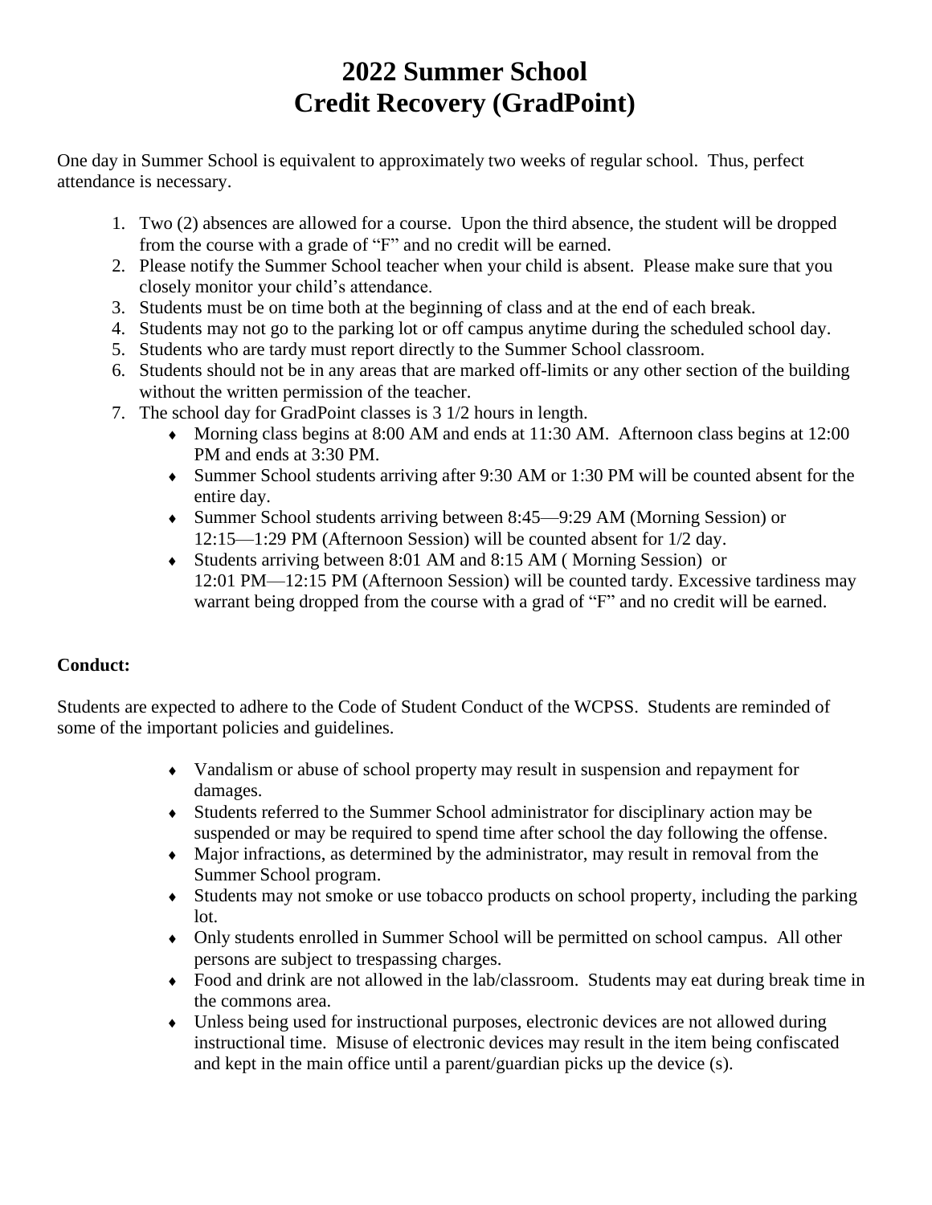# 2022 Summer School
# Credit Recovery (GradPoint)

One day in Summer School is equivalent to approximately two weeks of regular school. Thus, perfect attendance is necessary.

1. Two (2) absences are allowed for a course. Upon the third absence, the student will be dropped from the course with a grade of "F" and no credit will be earned.
2. Please notify the Summer School teacher when your child is absent. Please make sure that you closely monitor your child's attendance.
3. Students must be on time both at the beginning of class and at the end of each break.
4. Students may not go to the parking lot or off campus anytime during the scheduled school day.
5. Students who are tardy must report directly to the Summer School classroom.
6. Students should not be in any areas that are marked off-limits or any other section of the building without the written permission of the teacher.
7. The school day for GradPoint classes is 3 1/2 hours in length.
    - Morning class begins at 8:00 AM and ends at 11:30 AM. Afternoon class begins at 12:00 PM and ends at 3:30 PM.
    - Summer School students arriving after 9:30 AM or 1:30 PM will be counted absent for the entire day.
    - Summer School students arriving between 8:45—9:29 AM (Morning Session) or 12:15—1:29 PM (Afternoon Session) will be counted absent for 1/2 day.
    - Students arriving between 8:01 AM and 8:15 AM ( Morning Session) or 12:01 PM—12:15 PM (Afternoon Session) will be counted tardy. Excessive tardiness may warrant being dropped from the course with a grad of "F" and no credit will be earned.

**Conduct:**

Students are expected to adhere to the Code of Student Conduct of the WCPSS. Students are reminded of some of the important policies and guidelines.

- Vandalism or abuse of school property may result in suspension and repayment for damages.
- Students referred to the Summer School administrator for disciplinary action may be suspended or may be required to spend time after school the day following the offense.
- Major infractions, as determined by the administrator, may result in removal from the Summer School program.
- Students may not smoke or use tobacco products on school property, including the parking lot.
- Only students enrolled in Summer School will be permitted on school campus. All other persons are subject to trespassing charges.
- Food and drink are not allowed in the lab/classroom. Students may eat during break time in the commons area.
- Unless being used for instructional purposes, electronic devices are not allowed during instructional time. Misuse of electronic devices may result in the item being confiscated and kept in the main office until a parent/guardian picks up the device (s).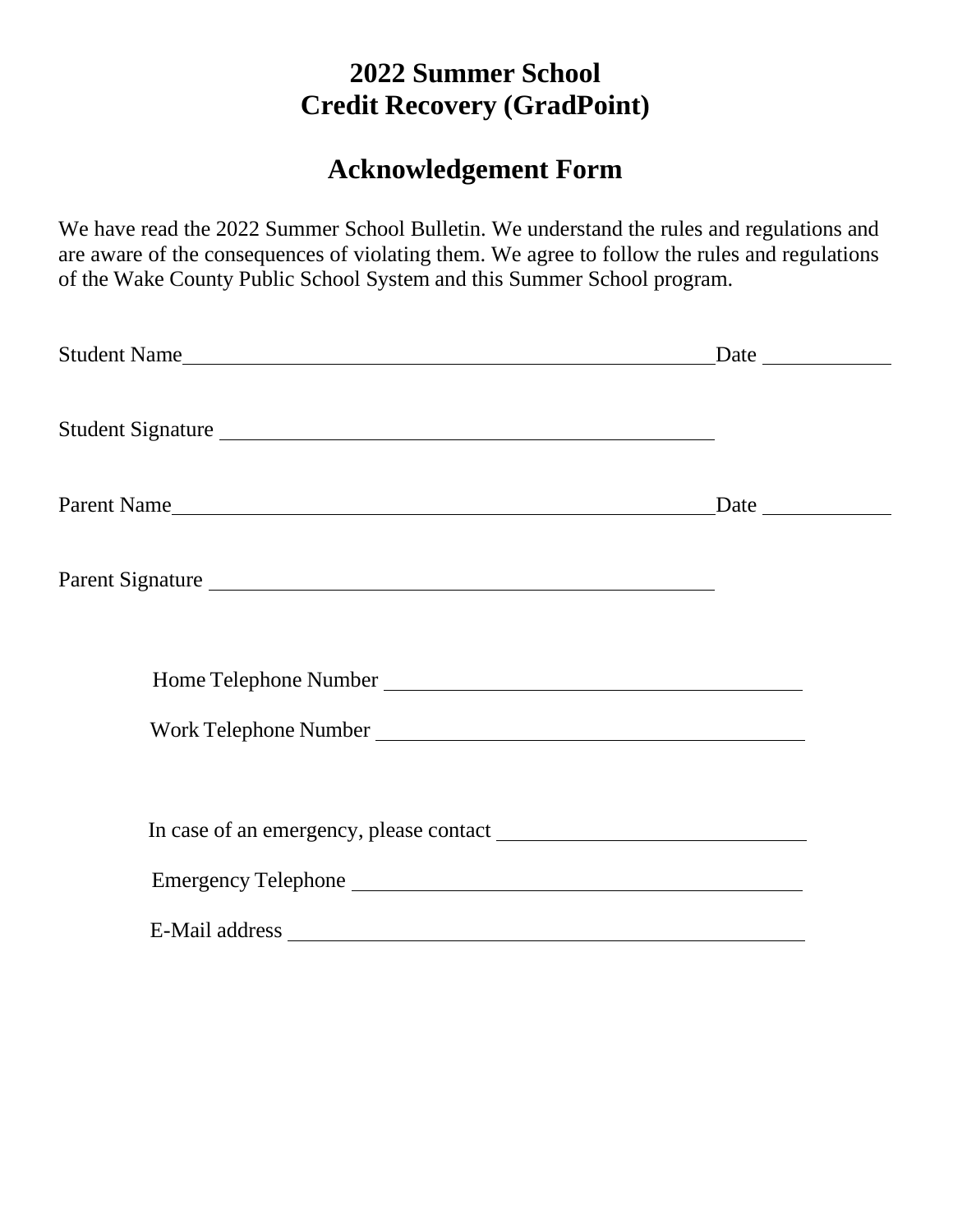# 2022 Summer School
# Credit Recovery (GradPoint)

## Acknowledgement Form

We have read the 2022 Summer School Bulletin. We understand the rules and regulations and are aware of the consequences of violating them. We agree to follow the rules and regulations of the Wake County Public School System and this Summer School program.

Student Name\_\_\_\_\_\_\_\_\_\_\_\_\_\_\_\_\_\_\_\_\_\_\_\_\_\_\_\_\_\_\_\_\_\_\_\_\_\_\_\_\_\_\_\_\_\_\_\_Date \_\_\_\_\_\_\_\_\_\_\_\_

Student Signature \_\_\_\_\_\_\_\_\_\_\_\_\_\_\_\_\_\_\_\_\_\_\_\_\_\_\_\_\_\_\_\_\_\_\_\_\_\_\_\_\_\_\_\_\_\_

Parent Name\_\_\_\_\_\_\_\_\_\_\_\_\_\_\_\_\_\_\_\_\_\_\_\_\_\_\_\_\_\_\_\_\_\_\_\_\_\_\_\_\_\_\_\_\_\_\_\_\_Date \_\_\_\_\_\_\_\_\_\_\_\_

Parent Signature \_\_\_\_\_\_\_\_\_\_\_\_\_\_\_\_\_\_\_\_\_\_\_\_\_\_\_\_\_\_\_\_\_\_\_\_\_\_\_\_\_\_\_\_\_\_

Home Telephone Number \_\_\_\_\_\_\_\_\_\_\_\_\_\_\_\_\_\_\_\_\_\_\_\_\_\_\_\_\_\_\_\_\_\_\_\_\_\_\_

Work Telephone Number \_\_\_\_\_\_\_\_\_\_\_\_\_\_\_\_\_\_\_\_\_\_\_\_\_\_\_\_\_\_\_\_\_\_\_\_\_\_\_

In case of an emergency, please contact \_\_\_\_\_\_\_\_\_\_\_\_\_\_\_\_\_\_\_\_\_\_\_\_\_\_\_\_\_\_

Emergency Telephone \_\_\_\_\_\_\_\_\_\_\_\_\_\_\_\_\_\_\_\_\_\_\_\_\_\_\_\_\_\_\_\_\_\_\_\_\_\_\_\_\_\_

E-Mail address \_\_\_\_\_\_\_\_\_\_\_\_\_\_\_\_\_\_\_\_\_\_\_\_\_\_\_\_\_\_\_\_\_\_\_\_\_\_\_\_\_\_\_\_\_\_\_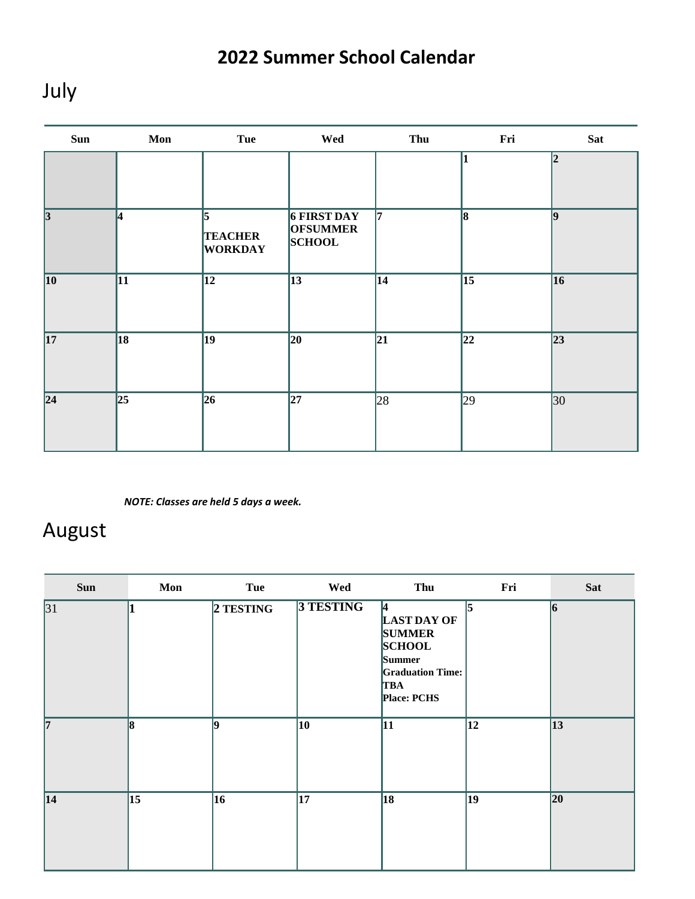# 2022 Summer School Calendar

## July

| Sun | Mon | Tue | Wed | Thu | Fri | Sat |
|---|---|---|---|---|---|---|
| | | | | | **1** | **2** |
| **3** | **4** | **5 TEACHER WORKDAY** | **6 FIRST DAY OFSUMMER SCHOOL** | **7** | **8** | **9** |
| **10** | **11** | **12** | **13** | **14** | **15** | **16** |
| **17** | **18** | **19** | **20** | **21** | **22** | **23** |
| **24** | **25** | **26** | **27** | 28 | 29 | 30 |

***NOTE: Classes are held 5 days a week.***

## August

| Sun | Mon | Tue | Wed | Thu | Fri | Sat |
|---|---|---|---|---|---|---|
| 31 | **1** | **2 TESTING** | **3 TESTING** | **4 LAST DAY OF SUMMER SCHOOL Summer Graduation Time: TBA Place: PCHS** | **5** | **6** |
| **7** | **8** | **9** | **10** | **11** | **12** | **13** |
| **14** | **15** | **16** | **17** | **18** | **19** | **20** |